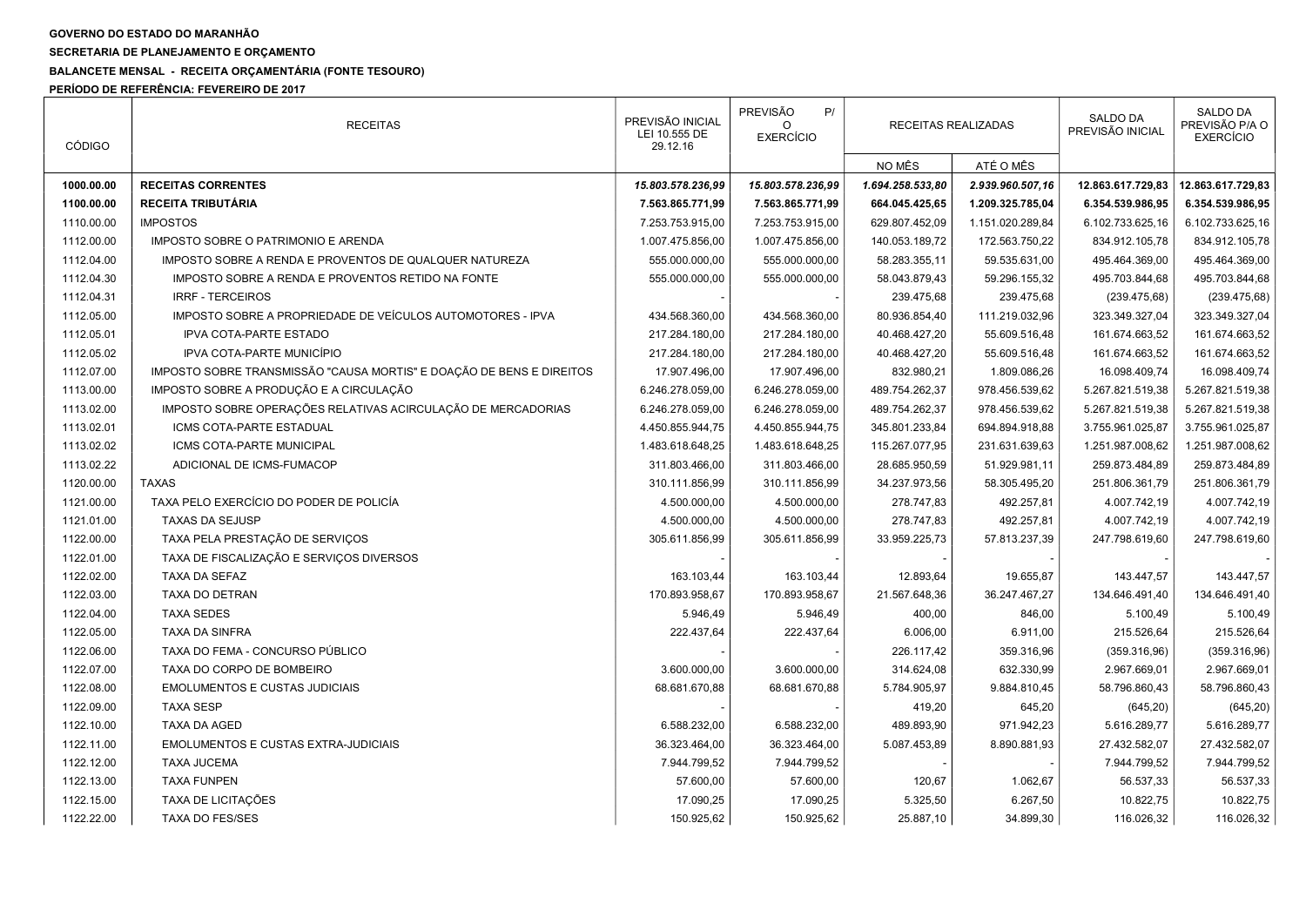**GOVERNO DO ESTADO DO MARANHÃO**

**SECRETARIA DE PLANEJAMENTO E ORÇAMENTO**

**BALANCETE MENSAL - RECEITA ORÇAMENTÁRIA (FONTE TESOURO)**

**PERÍODO DE REFERÊNCIA: FEVEREIRO DE 2017**

| CÓDIGO | RECEITAS | PREVISÃO INICIAL LEI 10.555 DE 29.12.16 | PREVISÃO P/ O EXERCÍCIO | RECEITAS REALIZADAS | | SALDO DA PREVISÃO INICIAL | SALDO DA PREVISÃO P/A O EXERCÍCIO |
|---|---|---|---|---|---|---|---|
| | | | | NO MÊS | ATÉ O MÊS | | |
| **1000.00.00** | **RECEITAS CORRENTES** | ***15.803.578.236,99*** | ***15.803.578.236,99*** | ***1.694.258.533,80*** | ***2.939.960.507,16*** | **12.863.617.729,83** | **12.863.617.729,83** |
| **1100.00.00** | **RECEITA TRIBUTÁRIA** | **7.563.865.771,99** | **7.563.865.771,99** | **664.045.425,65** | **1.209.325.785,04** | **6.354.539.986,95** | **6.354.539.986,95** |
| 1110.00.00 | IMPOSTOS | 7.253.753.915,00 | 7.253.753.915,00 | 629.807.452,09 | 1.151.020.289,84 | 6.102.733.625,16 | 6.102.733.625,16 |
| 1112.00.00 | IMPOSTO SOBRE O PATRIMONIO E ARENDA | 1.007.475.856,00 | 1.007.475.856,00 | 140.053.189,72 | 172.563.750,22 | 834.912.105,78 | 834.912.105,78 |
| 1112.04.00 | IMPOSTO SOBRE A RENDA E PROVENTOS DE QUALQUER NATUREZA | 555.000.000,00 | 555.000.000,00 | 58.283.355,11 | 59.535.631,00 | 495.464.369,00 | 495.464.369,00 |
| 1112.04.30 | IMPOSTO SOBRE A RENDA E PROVENTOS RETIDO NA FONTE | 555.000.000,00 | 555.000.000,00 | 58.043.879,43 | 59.296.155,32 | 495.703.844,68 | 495.703.844,68 |
| 1112.04.31 | IRRF - TERCEIROS | - | - | 239.475,68 | 239.475,68 | (239.475,68) | (239.475,68) |
| 1112.05.00 | IMPOSTO SOBRE A PROPRIEDADE DE VEÍCULOS AUTOMOTORES - IPVA | 434.568.360,00 | 434.568.360,00 | 80.936.854,40 | 111.219.032,96 | 323.349.327,04 | 323.349.327,04 |
| 1112.05.01 | IPVA COTA-PARTE ESTADO | 217.284.180,00 | 217.284.180,00 | 40.468.427,20 | 55.609.516,48 | 161.674.663,52 | 161.674.663,52 |
| 1112.05.02 | IPVA COTA-PARTE MUNICÍPIO | 217.284.180,00 | 217.284.180,00 | 40.468.427,20 | 55.609.516,48 | 161.674.663,52 | 161.674.663,52 |
| 1112.07.00 | IMPOSTO SOBRE TRANSMISSÃO "CAUSA MORTIS" E DOAÇÃO DE BENS E DIREITOS | 17.907.496,00 | 17.907.496,00 | 832.980,21 | 1.809.086,26 | 16.098.409,74 | 16.098.409,74 |
| 1113.00.00 | IMPOSTO SOBRE A PRODUÇÃO E A CIRCULAÇÃO | 6.246.278.059,00 | 6.246.278.059,00 | 489.754.262,37 | 978.456.539,62 | 5.267.821.519,38 | 5.267.821.519,38 |
| 1113.02.00 | IMPOSTO SOBRE OPERAÇÕES RELATIVAS ACIRCULAÇÃO DE MERCADORIAS | 6.246.278.059,00 | 6.246.278.059,00 | 489.754.262,37 | 978.456.539,62 | 5.267.821.519,38 | 5.267.821.519,38 |
| 1113.02.01 | ICMS COTA-PARTE ESTADUAL | 4.450.855.944,75 | 4.450.855.944,75 | 345.801.233,84 | 694.894.918,88 | 3.755.961.025,87 | 3.755.961.025,87 |
| 1113.02.02 | ICMS COTA-PARTE MUNICIPAL | 1.483.618.648,25 | 1.483.618.648,25 | 115.267.077,95 | 231.631.639,63 | 1.251.987.008,62 | 1.251.987.008,62 |
| 1113.02.22 | ADICIONAL DE ICMS-FUMACOP | 311.803.466,00 | 311.803.466,00 | 28.685.950,59 | 51.929.981,11 | 259.873.484,89 | 259.873.484,89 |
| 1120.00.00 | TAXAS | 310.111.856,99 | 310.111.856,99 | 34.237.973,56 | 58.305.495,20 | 251.806.361,79 | 251.806.361,79 |
| 1121.00.00 | TAXA PELO EXERCÍCIO DO PODER DE POLICÍA | 4.500.000,00 | 4.500.000,00 | 278.747,83 | 492.257,81 | 4.007.742,19 | 4.007.742,19 |
| 1121.01.00 | TAXAS DA SEJUSP | 4.500.000,00 | 4.500.000,00 | 278.747,83 | 492.257,81 | 4.007.742,19 | 4.007.742,19 |
| 1122.00.00 | TAXA PELA PRESTAÇÃO DE SERVIÇOS | 305.611.856,99 | 305.611.856,99 | 33.959.225,73 | 57.813.237,39 | 247.798.619,60 | 247.798.619,60 |
| 1122.01.00 | TAXA DE FISCALIZAÇÃO E SERVIÇOS DIVERSOS | - | - | - | - | - | - |
| 1122.02.00 | TAXA DA SEFAZ | 163.103,44 | 163.103,44 | 12.893,64 | 19.655,87 | 143.447,57 | 143.447,57 |
| 1122.03.00 | TAXA DO DETRAN | 170.893.958,67 | 170.893.958,67 | 21.567.648,36 | 36.247.467,27 | 134.646.491,40 | 134.646.491,40 |
| 1122.04.00 | TAXA SEDES | 5.946,49 | 5.946,49 | 400,00 | 846,00 | 5.100,49 | 5.100,49 |
| 1122.05.00 | TAXA DA SINFRA | 222.437,64 | 222.437,64 | 6.006,00 | 6.911,00 | 215.526,64 | 215.526,64 |
| 1122.06.00 | TAXA DO FEMA - CONCURSO PÚBLICO | - | - | 226.117,42 | 359.316,96 | (359.316,96) | (359.316,96) |
| 1122.07.00 | TAXA DO CORPO DE BOMBEIRO | 3.600.000,00 | 3.600.000,00 | 314.624,08 | 632.330,99 | 2.967.669,01 | 2.967.669,01 |
| 1122.08.00 | EMOLUMENTOS E CUSTAS JUDICIAIS | 68.681.670,88 | 68.681.670,88 | 5.784.905,97 | 9.884.810,45 | 58.796.860,43 | 58.796.860,43 |
| 1122.09.00 | TAXA SESP | - | - | 419,20 | 645,20 | (645,20) | (645,20) |
| 1122.10.00 | TAXA DA AGED | 6.588.232,00 | 6.588.232,00 | 489.893,90 | 971.942,23 | 5.616.289,77 | 5.616.289,77 |
| 1122.11.00 | EMOLUMENTOS E CUSTAS EXTRA-JUDICIAIS | 36.323.464,00 | 36.323.464,00 | 5.087.453,89 | 8.890.881,93 | 27.432.582,07 | 27.432.582,07 |
| 1122.12.00 | TAXA JUCEMA | 7.944.799,52 | 7.944.799,52 | - | - | 7.944.799,52 | 7.944.799,52 |
| 1122.13.00 | TAXA FUNPEN | 57.600,00 | 57.600,00 | 120,67 | 1.062,67 | 56.537,33 | 56.537,33 |
| 1122.15.00 | TAXA DE LICITAÇÕES | 17.090,25 | 17.090,25 | 5.325,50 | 6.267,50 | 10.822,75 | 10.822,75 |
| 1122.22.00 | TAXA DO FES/SES | 150.925,62 | 150.925,62 | 25.887,10 | 34.899,30 | 116.026,32 | 116.026,32 |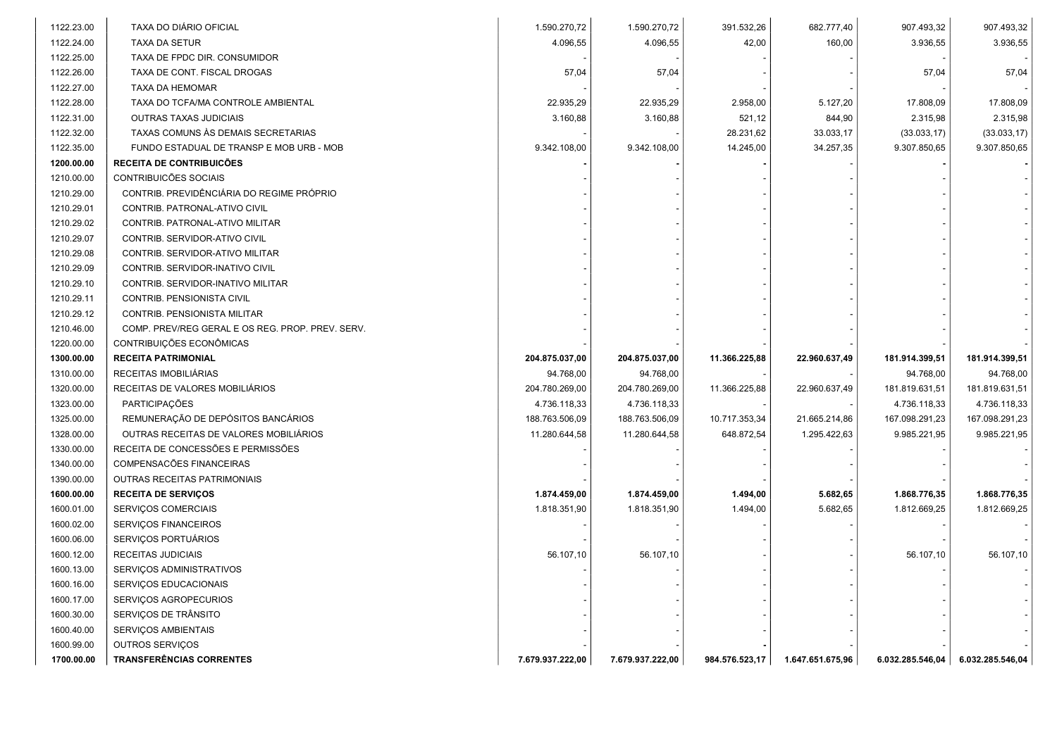| | | | | | | | |
|---|---|---|---|---|---|---|---|
| 1122.23.00 | TAXA DO DIÁRIO OFICIAL | 1.590.270,72 | 1.590.270,72 | 391.532,26 | 682.777,40 | 907.493,32 | 907.493,32 |
| 1122.24.00 | TAXA DA SETUR | 4.096,55 | 4.096,55 | 42,00 | 160,00 | 3.936,55 | 3.936,55 |
| 1122.25.00 | TAXA DE FPDC DIR. CONSUMIDOR | - | - | - | - | - | - |
| 1122.26.00 | TAXA DE CONT. FISCAL DROGAS | 57,04 | 57,04 | - | - | 57,04 | 57,04 |
| 1122.27.00 | TAXA DA HEMOMAR | - | - | - | - | - | - |
| 1122.28.00 | TAXA DO TCFA/MA CONTROLE AMBIENTAL | 22.935,29 | 22.935,29 | 2.958,00 | 5.127,20 | 17.808,09 | 17.808,09 |
| 1122.31.00 | OUTRAS TAXAS JUDICIAIS | 3.160,88 | 3.160,88 | 521,12 | 844,90 | 2.315,98 | 2.315,98 |
| 1122.32.00 | TAXAS COMUNS ÀS DEMAIS SECRETARIAS | - | - | 28.231,62 | 33.033,17 | (33.033,17) | (33.033,17) |
| 1122.35.00 | FUNDO ESTADUAL DE TRANSP E MOB URB - MOB | 9.342.108,00 | 9.342.108,00 | 14.245,00 | 34.257,35 | 9.307.850,65 | 9.307.850,65 |
| **1200.00.00** | **RECEITA DE CONTRIBUICÕES** | **-** | **-** | **-** | - | **-** | **-** |
| 1210.00.00 | CONTRIBUICÕES SOCIAIS | - | - | - | - | - | - |
| 1210.29.00 | CONTRIB. PREVIDÊNCIÁRIA DO REGIME PRÓPRIO | - | - | - | - | - | - |
| 1210.29.01 | CONTRIB. PATRONAL-ATIVO CIVIL | - | - | - | - | - | - |
| 1210.29.02 | CONTRIB. PATRONAL-ATIVO MILITAR | - | - | - | - | - | - |
| 1210.29.07 | CONTRIB. SERVIDOR-ATIVO CIVIL | - | - | - | - | - | - |
| 1210.29.08 | CONTRIB. SERVIDOR-ATIVO MILITAR | - | - | - | - | - | - |
| 1210.29.09 | CONTRIB. SERVIDOR-INATIVO CIVIL | - | - | - | - | - | - |
| 1210.29.10 | CONTRIB. SERVIDOR-INATIVO MILITAR | - | - | - | - | - | - |
| 1210.29.11 | CONTRIB. PENSIONISTA CIVIL | - | - | - | - | - | - |
| 1210.29.12 | CONTRIB. PENSIONISTA MILITAR | - | - | - | - | - | - |
| 1210.46.00 | COMP. PREV/REG GERAL E OS REG. PROP. PREV. SERV. | - | - | - | - | - | - |
| 1220.00.00 | CONTRIBUIÇÕES ECONÔMICAS | - | - | - | - | - | - |
| **1300.00.00** | **RECEITA PATRIMONIAL** | **204.875.037,00** | **204.875.037,00** | **11.366.225,88** | **22.960.637,49** | **181.914.399,51** | **181.914.399,51** |
| 1310.00.00 | RECEITAS IMOBILIÁRIAS | 94.768,00 | 94.768,00 | - | - | 94.768,00 | 94.768,00 |
| 1320.00.00 | RECEITAS DE VALORES MOBILIÁRIOS | 204.780.269,00 | 204.780.269,00 | 11.366.225,88 | 22.960.637,49 | 181.819.631,51 | 181.819.631,51 |
| 1323.00.00 | PARTICIPAÇÕES | 4.736.118,33 | 4.736.118,33 | - | - | 4.736.118,33 | 4.736.118,33 |
| 1325.00.00 | REMUNERAÇÃO DE DEPÓSITOS BANCÁRIOS | 188.763.506,09 | 188.763.506,09 | 10.717.353,34 | 21.665.214,86 | 167.098.291,23 | 167.098.291,23 |
| 1328.00.00 | OUTRAS RECEITAS DE VALORES MOBILIÁRIOS | 11.280.644,58 | 11.280.644,58 | 648.872,54 | 1.295.422,63 | 9.985.221,95 | 9.985.221,95 |
| 1330.00.00 | RECEITA DE CONCESSÕES E PERMISSÕES | - | - | - | - | - | - |
| 1340.00.00 | COMPENSACÕES FINANCEIRAS | - | - | - | - | - | - |
| 1390.00.00 | OUTRAS RECEITAS PATRIMONIAIS | - | - | - | - | - | - |
| **1600.00.00** | **RECEITA DE SERVIÇOS** | **1.874.459,00** | **1.874.459,00** | **1.494,00** | **5.682,65** | **1.868.776,35** | **1.868.776,35** |
| 1600.01.00 | SERVIÇOS COMERCIAIS | 1.818.351,90 | 1.818.351,90 | 1.494,00 | 5.682,65 | 1.812.669,25 | 1.812.669,25 |
| 1600.02.00 | SERVIÇOS FINANCEIROS | - | - | - | - | - | - |
| 1600.06.00 | SERVIÇOS PORTUÁRIOS | - | - | - | - | - | - |
| 1600.12.00 | RECEITAS JUDICIAIS | 56.107,10 | 56.107,10 | - | - | 56.107,10 | 56.107,10 |
| 1600.13.00 | SERVIÇOS ADMINISTRATIVOS | - | - | - | - | - | - |
| 1600.16.00 | SERVIÇOS EDUCACIONAIS | - | - | - | - | - | - |
| 1600.17.00 | SERVIÇOS AGROPECURIOS | - | - | - | - | - | - |
| 1600.30.00 | SERVIÇOS DE TRÂNSITO | - | - | - | - | - | - |
| 1600.40.00 | SERVIÇOS AMBIENTAIS | - | - | - | - | - | - |
| 1600.99.00 | OUTROS SERVIÇOS | - | - | **-** | - | - | - |
| **1700.00.00** | **TRANSFERÊNCIAS CORRENTES** | **7.679.937.222,00** | **7.679.937.222,00** | **984.576.523,17** | **1.647.651.675,96** | **6.032.285.546,04** | **6.032.285.546,04** |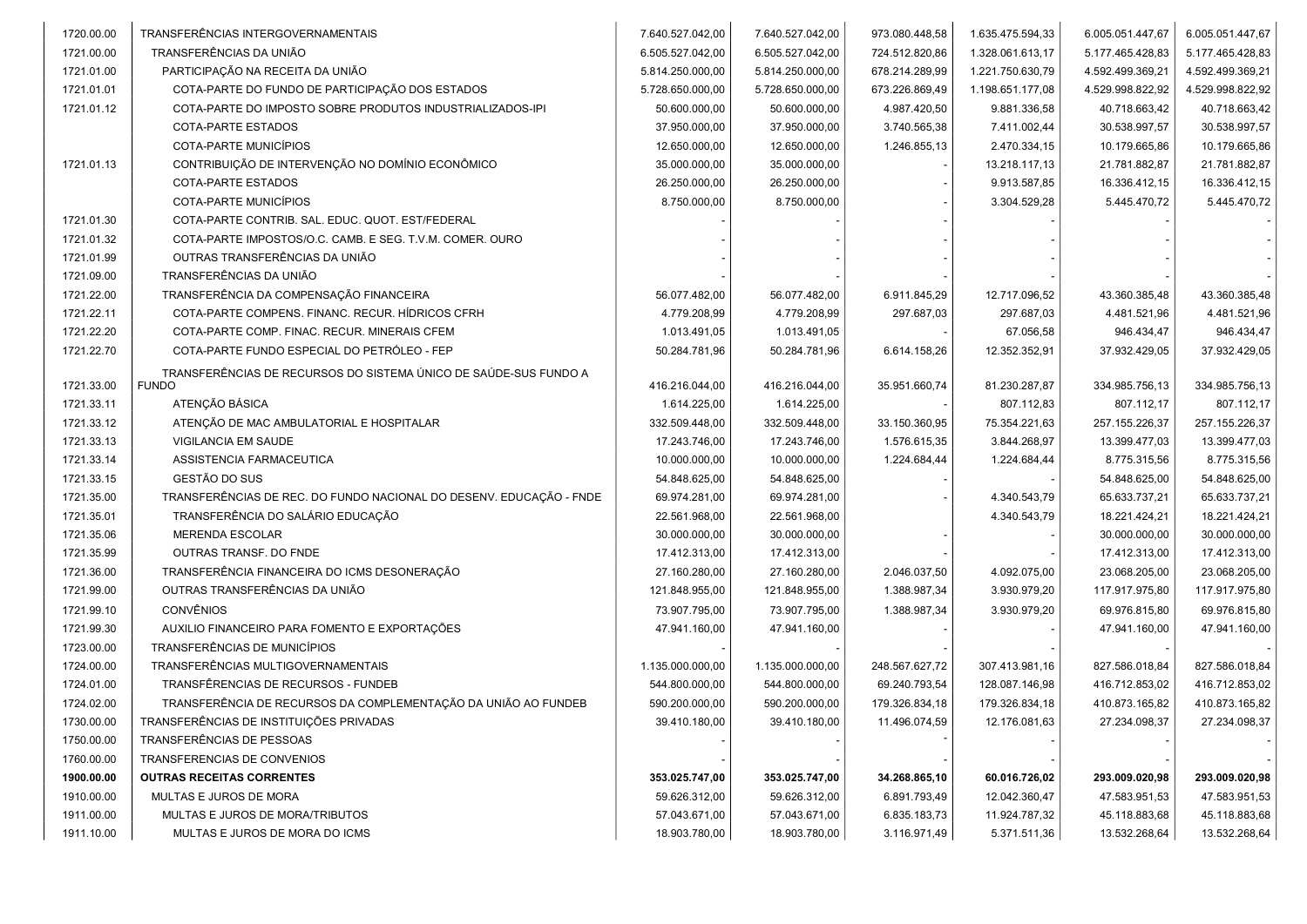| | | | | | | | |
|---|---|---|---|---|---|---|---|
| 1720.00.00 | TRANSFERÊNCIAS INTERGOVERNAMENTAIS | 7.640.527.042,00 | 7.640.527.042,00 | 973.080.448,58 | 1.635.475.594,33 | 6.005.051.447,67 | 6.005.051.447,67 |
| 1721.00.00 | TRANSFERÊNCIAS DA UNIÃO | 6.505.527.042,00 | 6.505.527.042,00 | 724.512.820,86 | 1.328.061.613,17 | 5.177.465.428,83 | 5.177.465.428,83 |
| 1721.01.00 | PARTICIPAÇÃO NA RECEITA DA UNIÃO | 5.814.250.000,00 | 5.814.250.000,00 | 678.214.289,99 | 1.221.750.630,79 | 4.592.499.369,21 | 4.592.499.369,21 |
| 1721.01.01 | COTA-PARTE DO FUNDO DE PARTICIPAÇÃO DOS ESTADOS | 5.728.650.000,00 | 5.728.650.000,00 | 673.226.869,49 | 1.198.651.177,08 | 4.529.998.822,92 | 4.529.998.822,92 |
| 1721.01.12 | COTA-PARTE DO IMPOSTO SOBRE PRODUTOS INDUSTRIALIZADOS-IPI | 50.600.000,00 | 50.600.000,00 | 4.987.420,50 | 9.881.336,58 | 40.718.663,42 | 40.718.663,42 |
| | COTA-PARTE ESTADOS | 37.950.000,00 | 37.950.000,00 | 3.740.565,38 | 7.411.002,44 | 30.538.997,57 | 30.538.997,57 |
| | COTA-PARTE MUNICÍPIOS | 12.650.000,00 | 12.650.000,00 | 1.246.855,13 | 2.470.334,15 | 10.179.665,86 | 10.179.665,86 |
| 1721.01.13 | CONTRIBUIÇÃO DE INTERVENÇÃO NO DOMÍNIO ECONÔMICO | 35.000.000,00 | 35.000.000,00 | - | 13.218.117,13 | 21.781.882,87 | 21.781.882,87 |
| | COTA-PARTE ESTADOS | 26.250.000,00 | 26.250.000,00 | - | 9.913.587,85 | 16.336.412,15 | 16.336.412,15 |
| | COTA-PARTE MUNICÍPIOS | 8.750.000,00 | 8.750.000,00 | - | 3.304.529,28 | 5.445.470,72 | 5.445.470,72 |
| 1721.01.30 | COTA-PARTE CONTRIB. SAL. EDUC. QUOT. EST/FEDERAL | - | - | - | - | - | - |
| 1721.01.32 | COTA-PARTE IMPOSTOS/O.C. CAMB. E SEG. T.V.M. COMER. OURO | - | - | - | - | - | - |
| 1721.01.99 | OUTRAS TRANSFERÊNCIAS DA UNIÃO | - | - | - | - | - | - |
| 1721.09.00 | TRANSFERÊNCIAS DA UNIÃO | - | - | - | - | - | - |
| 1721.22.00 | TRANSFERÊNCIA DA COMPENSAÇÃO FINANCEIRA | 56.077.482,00 | 56.077.482,00 | 6.911.845,29 | 12.717.096,52 | 43.360.385,48 | 43.360.385,48 |
| 1721.22.11 | COTA-PARTE COMPENS. FINANC. RECUR. HÍDRICOS CFRH | 4.779.208,99 | 4.779.208,99 | 297.687,03 | 297.687,03 | 4.481.521,96 | 4.481.521,96 |
| 1721.22.20 | COTA-PARTE COMP. FINAC. RECUR. MINERAIS CFEM | 1.013.491,05 | 1.013.491,05 | - | 67.056,58 | 946.434,47 | 946.434,47 |
| 1721.22.70 | COTA-PARTE FUNDO ESPECIAL DO PETRÓLEO - FEP | 50.284.781,96 | 50.284.781,96 | 6.614.158,26 | 12.352.352,91 | 37.932.429,05 | 37.932.429,05 |
| 1721.33.00 | TRANSFERÊNCIAS DE RECURSOS DO SISTEMA ÚNICO DE SAÚDE-SUS FUNDO A FUNDO | 416.216.044,00 | 416.216.044,00 | 35.951.660,74 | 81.230.287,87 | 334.985.756,13 | 334.985.756,13 |
| 1721.33.11 | ATENÇÃO BÁSICA | 1.614.225,00 | 1.614.225,00 | - | 807.112,83 | 807.112,17 | 807.112,17 |
| 1721.33.12 | ATENÇÃO DE MAC AMBULATORIAL E HOSPITALAR | 332.509.448,00 | 332.509.448,00 | 33.150.360,95 | 75.354.221,63 | 257.155.226,37 | 257.155.226,37 |
| 1721.33.13 | VIGILANCIA EM SAUDE | 17.243.746,00 | 17.243.746,00 | 1.576.615,35 | 3.844.268,97 | 13.399.477,03 | 13.399.477,03 |
| 1721.33.14 | ASSISTENCIA FARMACEUTICA | 10.000.000,00 | 10.000.000,00 | 1.224.684,44 | 1.224.684,44 | 8.775.315,56 | 8.775.315,56 |
| 1721.33.15 | GESTÃO DO SUS | 54.848.625,00 | 54.848.625,00 | - | - | 54.848.625,00 | 54.848.625,00 |
| 1721.35.00 | TRANSFERÊNCIAS DE REC. DO FUNDO NACIONAL DO DESENV. EDUCAÇÃO - FNDE | 69.974.281,00 | 69.974.281,00 | - | 4.340.543,79 | 65.633.737,21 | 65.633.737,21 |
| 1721.35.01 | TRANSFERÊNCIA DO SALÁRIO EDUCAÇÃO | 22.561.968,00 | 22.561.968,00 | | 4.340.543,79 | 18.221.424,21 | 18.221.424,21 |
| 1721.35.06 | MERENDA ESCOLAR | 30.000.000,00 | 30.000.000,00 | - | - | 30.000.000,00 | 30.000.000,00 |
| 1721.35.99 | OUTRAS TRANSF. DO FNDE | 17.412.313,00 | 17.412.313,00 | - | - | 17.412.313,00 | 17.412.313,00 |
| 1721.36.00 | TRANSFERÊNCIA FINANCEIRA DO ICMS DESONERAÇÃO | 27.160.280,00 | 27.160.280,00 | 2.046.037,50 | 4.092.075,00 | 23.068.205,00 | 23.068.205,00 |
| 1721.99.00 | OUTRAS TRANSFERÊNCIAS DA UNIÃO | 121.848.955,00 | 121.848.955,00 | 1.388.987,34 | 3.930.979,20 | 117.917.975,80 | 117.917.975,80 |
| 1721.99.10 | CONVÊNIOS | 73.907.795,00 | 73.907.795,00 | 1.388.987,34 | 3.930.979,20 | 69.976.815,80 | 69.976.815,80 |
| 1721.99.30 | AUXILIO FINANCEIRO PARA FOMENTO E EXPORTAÇÕES | 47.941.160,00 | 47.941.160,00 | - | - | 47.941.160,00 | 47.941.160,00 |
| 1723.00.00 | TRANSFERÊNCIAS DE MUNICÍPIOS | - | - | - | - | - | - |
| 1724.00.00 | TRANSFERÊNCIAS MULTIGOVERNAMENTAIS | 1.135.000.000,00 | 1.135.000.000,00 | 248.567.627,72 | 307.413.981,16 | 827.586.018,84 | 827.586.018,84 |
| 1724.01.00 | TRANSFÊRENCIAS DE RECURSOS - FUNDEB | 544.800.000,00 | 544.800.000,00 | 69.240.793,54 | 128.087.146,98 | 416.712.853,02 | 416.712.853,02 |
| 1724.02.00 | TRANSFERÊNCIA DE RECURSOS DA COMPLEMENTAÇÃO DA UNIÃO AO FUNDEB | 590.200.000,00 | 590.200.000,00 | 179.326.834,18 | 179.326.834,18 | 410.873.165,82 | 410.873.165,82 |
| 1730.00.00 | TRANSFERÊNCIAS DE INSTITUIÇÕES PRIVADAS | 39.410.180,00 | 39.410.180,00 | 11.496.074,59 | 12.176.081,63 | 27.234.098,37 | 27.234.098,37 |
| 1750.00.00 | TRANSFERÊNCIAS DE PESSOAS | - | - | - | - | - | - |
| 1760.00.00 | TRANSFERENCIAS DE CONVENIOS | - | - | - | - | - | - |
| **1900.00.00** | **OUTRAS RECEITAS CORRENTES** | **353.025.747,00** | **353.025.747,00** | **34.268.865,10** | **60.016.726,02** | **293.009.020,98** | **293.009.020,98** |
| 1910.00.00 | MULTAS E JUROS DE MORA | 59.626.312,00 | 59.626.312,00 | 6.891.793,49 | 12.042.360,47 | 47.583.951,53 | 47.583.951,53 |
| 1911.00.00 | MULTAS E JUROS DE MORA/TRIBUTOS | 57.043.671,00 | 57.043.671,00 | 6.835.183,73 | 11.924.787,32 | 45.118.883,68 | 45.118.883,68 |
| 1911.10.00 | MULTAS E JUROS DE MORA DO ICMS | 18.903.780,00 | 18.903.780,00 | 3.116.971,49 | 5.371.511,36 | 13.532.268,64 | 13.532.268,64 |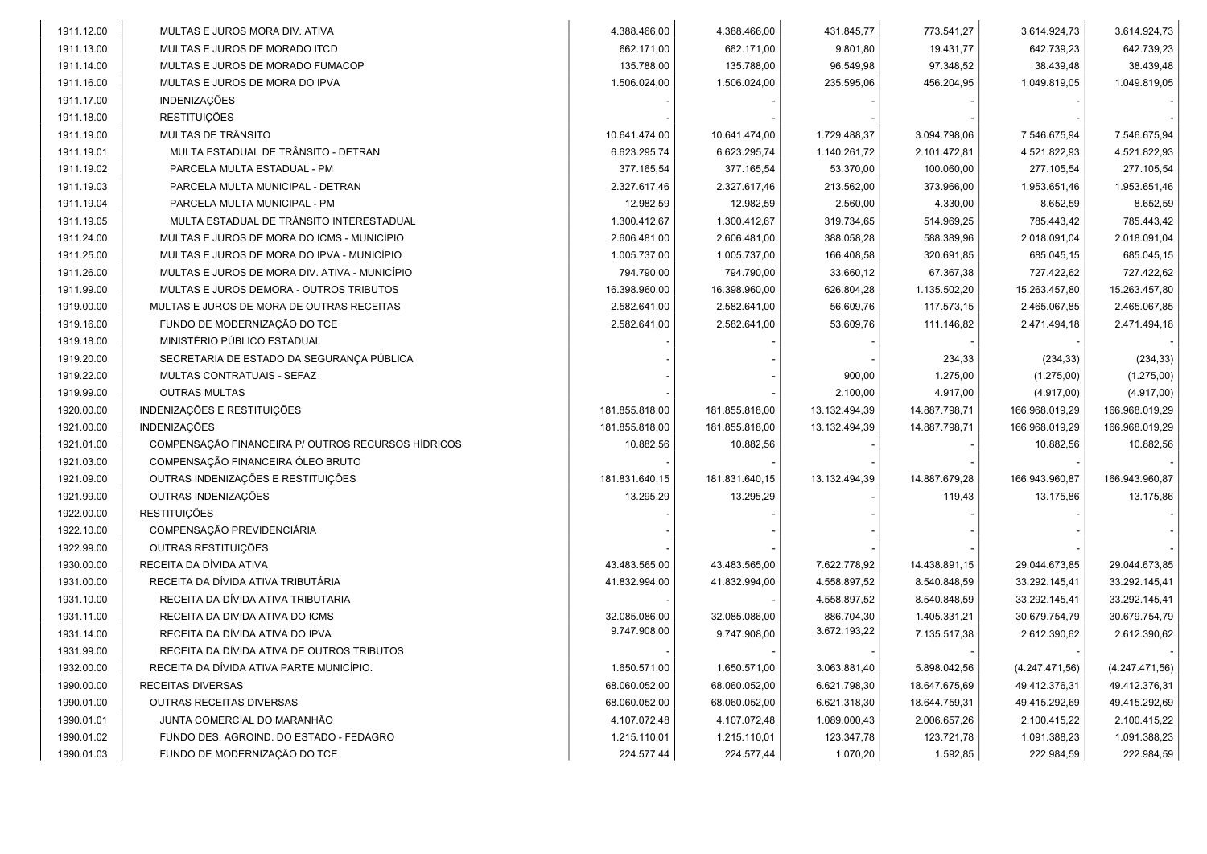| | | | | | | | |
|---|---|---|---|---|---|---|---|
| 1911.12.00 | MULTAS E JUROS MORA DIV. ATIVA | 4.388.466,00 | 4.388.466,00 | 431.845,77 | 773.541,27 | 3.614.924,73 | 3.614.924,73 |
| 1911.13.00 | MULTAS E JUROS DE MORADO ITCD | 662.171,00 | 662.171,00 | 9.801,80 | 19.431,77 | 642.739,23 | 642.739,23 |
| 1911.14.00 | MULTAS E JUROS DE MORADO FUMACOP | 135.788,00 | 135.788,00 | 96.549,98 | 97.348,52 | 38.439,48 | 38.439,48 |
| 1911.16.00 | MULTAS E JUROS DE MORA DO IPVA | 1.506.024,00 | 1.506.024,00 | 235.595,06 | 456.204,95 | 1.049.819,05 | 1.049.819,05 |
| 1911.17.00 | INDENIZAÇÕES | - | - | - | - | - | - |
| 1911.18.00 | RESTITUIÇÕES | - | - | - | - | - | - |
| 1911.19.00 | MULTAS DE TRÂNSITO | 10.641.474,00 | 10.641.474,00 | 1.729.488,37 | 3.094.798,06 | 7.546.675,94 | 7.546.675,94 |
| 1911.19.01 | MULTA ESTADUAL DE TRÂNSITO - DETRAN | 6.623.295,74 | 6.623.295,74 | 1.140.261,72 | 2.101.472,81 | 4.521.822,93 | 4.521.822,93 |
| 1911.19.02 | PARCELA MULTA ESTADUAL - PM | 377.165,54 | 377.165,54 | 53.370,00 | 100.060,00 | 277.105,54 | 277.105,54 |
| 1911.19.03 | PARCELA MULTA MUNICIPAL - DETRAN | 2.327.617,46 | 2.327.617,46 | 213.562,00 | 373.966,00 | 1.953.651,46 | 1.953.651,46 |
| 1911.19.04 | PARCELA MULTA MUNICIPAL - PM | 12.982,59 | 12.982,59 | 2.560,00 | 4.330,00 | 8.652,59 | 8.652,59 |
| 1911.19.05 | MULTA ESTADUAL DE TRÂNSITO INTERESTADUAL | 1.300.412,67 | 1.300.412,67 | 319.734,65 | 514.969,25 | 785.443,42 | 785.443,42 |
| 1911.24.00 | MULTAS E JUROS DE MORA DO ICMS - MUNICÍPIO | 2.606.481,00 | 2.606.481,00 | 388.058,28 | 588.389,96 | 2.018.091,04 | 2.018.091,04 |
| 1911.25.00 | MULTAS E JUROS DE MORA DO IPVA - MUNICÍPIO | 1.005.737,00 | 1.005.737,00 | 166.408,58 | 320.691,85 | 685.045,15 | 685.045,15 |
| 1911.26.00 | MULTAS E JUROS DE MORA DIV. ATIVA - MUNICÍPIO | 794.790,00 | 794.790,00 | 33.660,12 | 67.367,38 | 727.422,62 | 727.422,62 |
| 1911.99.00 | MULTAS E JUROS DEMORA - OUTROS TRIBUTOS | 16.398.960,00 | 16.398.960,00 | 626.804,28 | 1.135.502,20 | 15.263.457,80 | 15.263.457,80 |
| 1919.00.00 | MULTAS E JUROS DE MORA DE OUTRAS RECEITAS | 2.582.641,00 | 2.582.641,00 | 56.609,76 | 117.573,15 | 2.465.067,85 | 2.465.067,85 |
| 1919.16.00 | FUNDO DE MODERNIZAÇÃO DO TCE | 2.582.641,00 | 2.582.641,00 | 53.609,76 | 111.146,82 | 2.471.494,18 | 2.471.494,18 |
| 1919.18.00 | MINISTÉRIO PÚBLICO ESTADUAL | - | - | - | - | - | - |
| 1919.20.00 | SECRETARIA DE ESTADO DA SEGURANÇA PÚBLICA | - | - | - | 234,33 | (234,33) | (234,33) |
| 1919.22.00 | MULTAS CONTRATUAIS - SEFAZ | - | - | 900,00 | 1.275,00 | (1.275,00) | (1.275,00) |
| 1919.99.00 | OUTRAS MULTAS | - | - | 2.100,00 | 4.917,00 | (4.917,00) | (4.917,00) |
| 1920.00.00 | INDENIZAÇÕES E RESTITUIÇÕES | 181.855.818,00 | 181.855.818,00 | 13.132.494,39 | 14.887.798,71 | 166.968.019,29 | 166.968.019,29 |
| 1921.00.00 | INDENIZAÇÕES | 181.855.818,00 | 181.855.818,00 | 13.132.494,39 | 14.887.798,71 | 166.968.019,29 | 166.968.019,29 |
| 1921.01.00 | COMPENSAÇÃO FINANCEIRA P/ OUTROS RECURSOS HÍDRICOS | 10.882,56 | 10.882,56 | - | - | 10.882,56 | 10.882,56 |
| 1921.03.00 | COMPENSAÇÃO FINANCEIRA ÓLEO BRUTO | - | - | - | - | - | - |
| 1921.09.00 | OUTRAS INDENIZAÇÕES E RESTITUIÇÕES | 181.831.640,15 | 181.831.640,15 | 13.132.494,39 | 14.887.679,28 | 166.943.960,87 | 166.943.960,87 |
| 1921.99.00 | OUTRAS INDENIZAÇÕES | 13.295,29 | 13.295,29 | - | 119,43 | 13.175,86 | 13.175,86 |
| 1922.00.00 | RESTITUIÇÕES | - | - | - | - | - | - |
| 1922.10.00 | COMPENSAÇÃO PREVIDENCIÁRIA | - | - | - | - | - | - |
| 1922.99.00 | OUTRAS RESTITUIÇÕES | - | - | - | - | - | - |
| 1930.00.00 | RECEITA DA DÍVIDA ATIVA | 43.483.565,00 | 43.483.565,00 | 7.622.778,92 | 14.438.891,15 | 29.044.673,85 | 29.044.673,85 |
| 1931.00.00 | RECEITA DA DÍVIDA ATIVA TRIBUTÁRIA | 41.832.994,00 | 41.832.994,00 | 4.558.897,52 | 8.540.848,59 | 33.292.145,41 | 33.292.145,41 |
| 1931.10.00 | RECEITA DA DÍVIDA ATIVA TRIBUTARIA | - | - | 4.558.897,52 | 8.540.848,59 | 33.292.145,41 | 33.292.145,41 |
| 1931.11.00 | RECEITA DA DIVIDA ATIVA DO ICMS | 32.085.086,00 | 32.085.086,00 | 886.704,30 | 1.405.331,21 | 30.679.754,79 | 30.679.754,79 |
| 1931.14.00 | RECEITA DA DÍVIDA ATIVA DO IPVA | 9.747.908,00 | 9.747.908,00 | 3.672.193,22 | 7.135.517,38 | 2.612.390,62 | 2.612.390,62 |
| 1931.99.00 | RECEITA DA DÍVIDA ATIVA DE OUTROS TRIBUTOS | - | - | - | - | - | - |
| 1932.00.00 | RECEITA DA DÍVIDA ATIVA PARTE MUNICÍPIO. | 1.650.571,00 | 1.650.571,00 | 3.063.881,40 | 5.898.042,56 | (4.247.471,56) | (4.247.471,56) |
| 1990.00.00 | RECEITAS DIVERSAS | 68.060.052,00 | 68.060.052,00 | 6.621.798,30 | 18.647.675,69 | 49.412.376,31 | 49.412.376,31 |
| 1990.01.00 | OUTRAS RECEITAS DIVERSAS | 68.060.052,00 | 68.060.052,00 | 6.621.318,30 | 18.644.759,31 | 49.415.292,69 | 49.415.292,69 |
| 1990.01.01 | JUNTA COMERCIAL DO MARANHÃO | 4.107.072,48 | 4.107.072,48 | 1.089.000,43 | 2.006.657,26 | 2.100.415,22 | 2.100.415,22 |
| 1990.01.02 | FUNDO DES. AGROIND. DO ESTADO - FEDAGRO | 1.215.110,01 | 1.215.110,01 | 123.347,78 | 123.721,78 | 1.091.388,23 | 1.091.388,23 |
| 1990.01.03 | FUNDO DE MODERNIZAÇÃO DO TCE | 224.577,44 | 224.577,44 | 1.070,20 | 1.592,85 | 222.984,59 | 222.984,59 |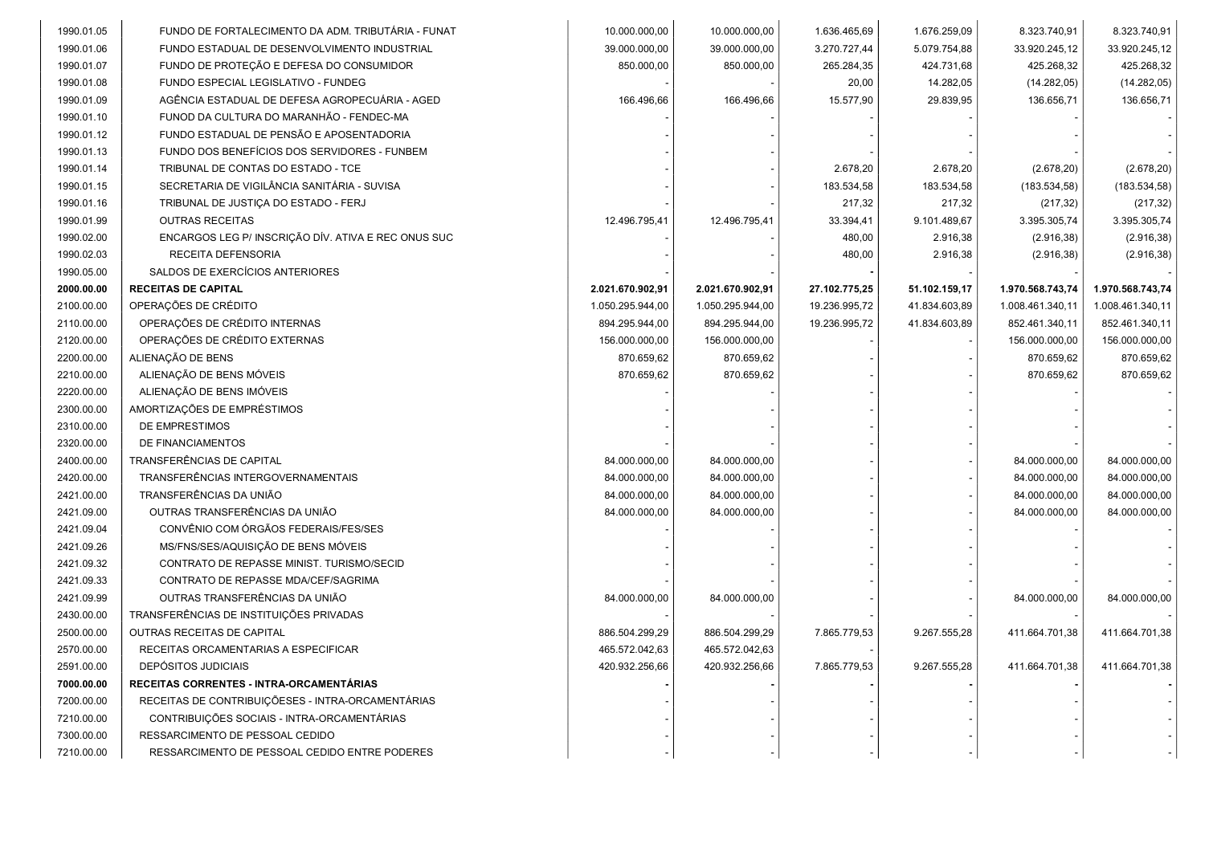| | | | | | | | |
|---|---|---|---|---|---|---|---|
| 1990.01.05 | FUNDO DE FORTALECIMENTO DA ADM. TRIBUTÁRIA - FUNAT | 10.000.000,00 | 10.000.000,00 | 1.636.465,69 | 1.676.259,09 | 8.323.740,91 | 8.323.740,91 |
| 1990.01.06 | FUNDO ESTADUAL DE DESENVOLVIMENTO INDUSTRIAL | 39.000.000,00 | 39.000.000,00 | 3.270.727,44 | 5.079.754,88 | 33.920.245,12 | 33.920.245,12 |
| 1990.01.07 | FUNDO DE PROTEÇÃO E DEFESA DO CONSUMIDOR | 850.000,00 | 850.000,00 | 265.284,35 | 424.731,68 | 425.268,32 | 425.268,32 |
| 1990.01.08 | FUNDO ESPECIAL LEGISLATIVO - FUNDEG | - | - | 20,00 | 14.282,05 | (14.282,05) | (14.282,05) |
| 1990.01.09 | AGÊNCIA ESTADUAL DE DEFESA AGROPECUÁRIA - AGED | 166.496,66 | 166.496,66 | 15.577,90 | 29.839,95 | 136.656,71 | 136.656,71 |
| 1990.01.10 | FUNOD DA CULTURA DO MARANHÃO - FENDEC-MA | - | - | - | - | - | - |
| 1990.01.12 | FUNDO ESTADUAL DE PENSÃO E APOSENTADORIA | - | - | - | - | - | - |
| 1990.01.13 | FUNDO DOS BENEFÍCIOS DOS SERVIDORES - FUNBEM | - | - | - | - | - | - |
| 1990.01.14 | TRIBUNAL DE CONTAS DO ESTADO - TCE | - | - | 2.678,20 | 2.678,20 | (2.678,20) | (2.678,20) |
| 1990.01.15 | SECRETARIA DE VIGILÂNCIA SANITÁRIA - SUVISA | - | - | 183.534,58 | 183.534,58 | (183.534,58) | (183.534,58) |
| 1990.01.16 | TRIBUNAL DE JUSTIÇA DO ESTADO - FERJ | - | - | 217,32 | 217,32 | (217,32) | (217,32) |
| 1990.01.99 | OUTRAS RECEITAS | 12.496.795,41 | 12.496.795,41 | 33.394,41 | 9.101.489,67 | 3.395.305,74 | 3.395.305,74 |
| 1990.02.00 | ENCARGOS LEG P/ INSCRIÇÃO DÍV. ATIVA E REC ONUS SUC | - | - | 480,00 | 2.916,38 | (2.916,38) | (2.916,38) |
| 1990.02.03 | RECEITA DEFENSORIA | - | - | 480,00 | 2.916,38 | (2.916,38) | (2.916,38) |
| 1990.05.00 | SALDOS DE EXERCÍCIOS ANTERIORES | - | - | - | - | - | - |
| **2000.00.00** | **RECEITAS DE CAPITAL** | **2.021.670.902,91** | **2.021.670.902,91** | **27.102.775,25** | **51.102.159,17** | **1.970.568.743,74** | **1.970.568.743,74** |
| 2100.00.00 | OPERAÇÕES DE CRÉDITO | 1.050.295.944,00 | 1.050.295.944,00 | 19.236.995,72 | 41.834.603,89 | 1.008.461.340,11 | 1.008.461.340,11 |
| 2110.00.00 | OPERAÇÕES DE CRÉDITO INTERNAS | 894.295.944,00 | 894.295.944,00 | 19.236.995,72 | 41.834.603,89 | 852.461.340,11 | 852.461.340,11 |
| 2120.00.00 | OPERAÇÕES DE CRÉDITO EXTERNAS | 156.000.000,00 | 156.000.000,00 | - | - | 156.000.000,00 | 156.000.000,00 |
| 2200.00.00 | ALIENAÇÃO DE BENS | 870.659,62 | 870.659,62 | - | - | 870.659,62 | 870.659,62 |
| 2210.00.00 | ALIENAÇÃO DE BENS MÓVEIS | 870.659,62 | 870.659,62 | - | - | 870.659,62 | 870.659,62 |
| 2220.00.00 | ALIENAÇÃO DE BENS IMÓVEIS | - | - | - | - | - | - |
| 2300.00.00 | AMORTIZAÇÕES DE EMPRÉSTIMOS | - | - | - | - | - | - |
| 2310.00.00 | DE EMPRESTIMOS | - | - | - | - | - | - |
| 2320.00.00 | DE FINANCIAMENTOS | - | - | - | - | - | - |
| 2400.00.00 | TRANSFERÊNCIAS DE CAPITAL | 84.000.000,00 | 84.000.000,00 | - | - | 84.000.000,00 | 84.000.000,00 |
| 2420.00.00 | TRANSFERÊNCIAS INTERGOVERNAMENTAIS | 84.000.000,00 | 84.000.000,00 | - | - | 84.000.000,00 | 84.000.000,00 |
| 2421.00.00 | TRANSFERÊNCIAS DA UNIÃO | 84.000.000,00 | 84.000.000,00 | - | - | 84.000.000,00 | 84.000.000,00 |
| 2421.09.00 | OUTRAS TRANSFERÊNCIAS DA UNIÃO | 84.000.000,00 | 84.000.000,00 | - | - | 84.000.000,00 | 84.000.000,00 |
| 2421.09.04 | CONVÊNIO COM ÓRGÃOS FEDERAIS/FES/SES | - | - | - | - | - | - |
| 2421.09.26 | MS/FNS/SES/AQUISIÇÃO DE BENS MÓVEIS | - | - | - | - | - | - |
| 2421.09.32 | CONTRATO DE REPASSE MINIST. TURISMO/SECID | - | - | - | - | - | - |
| 2421.09.33 | CONTRATO DE REPASSE MDA/CEF/SAGRIMA | - | - | - | - | - | - |
| 2421.09.99 | OUTRAS TRANSFERÊNCIAS DA UNIÃO | 84.000.000,00 | 84.000.000,00 | - | - | 84.000.000,00 | 84.000.000,00 |
| 2430.00.00 | TRANSFERÊNCIAS DE INSTITUIÇÕES PRIVADAS | - | - | - | - | - | - |
| 2500.00.00 | OUTRAS RECEITAS DE CAPITAL | 886.504.299,29 | 886.504.299,29 | 7.865.779,53 | 9.267.555,28 | 411.664.701,38 | 411.664.701,38 |
| 2570.00.00 | RECEITAS ORCAMENTARIAS A ESPECIFICAR | 465.572.042,63 | 465.572.042,63 | - | | | |
| 2591.00.00 | DEPÓSITOS JUDICIAIS | 420.932.256,66 | 420.932.256,66 | 7.865.779,53 | 9.267.555,28 | 411.664.701,38 | 411.664.701,38 |
| **7000.00.00** | **RECEITAS CORRENTES - INTRA-ORCAMENTÁRIAS** | **-** | **-** | **-** | **-** | **-** | **-** |
| 7200.00.00 | RECEITAS DE CONTRIBUIÇÕESES - INTRA-ORCAMENTÁRIAS | - | - | - | - | - | - |
| 7210.00.00 | CONTRIBUIÇÕES SOCIAIS - INTRA-ORCAMENTÁRIAS | - | - | - | - | - | - |
| 7300.00.00 | RESSARCIMENTO DE PESSOAL CEDIDO | - | - | - | - | - | - |
| 7210.00.00 | RESSARCIMENTO DE PESSOAL CEDIDO ENTRE PODERES | - | - | - | - | - | - |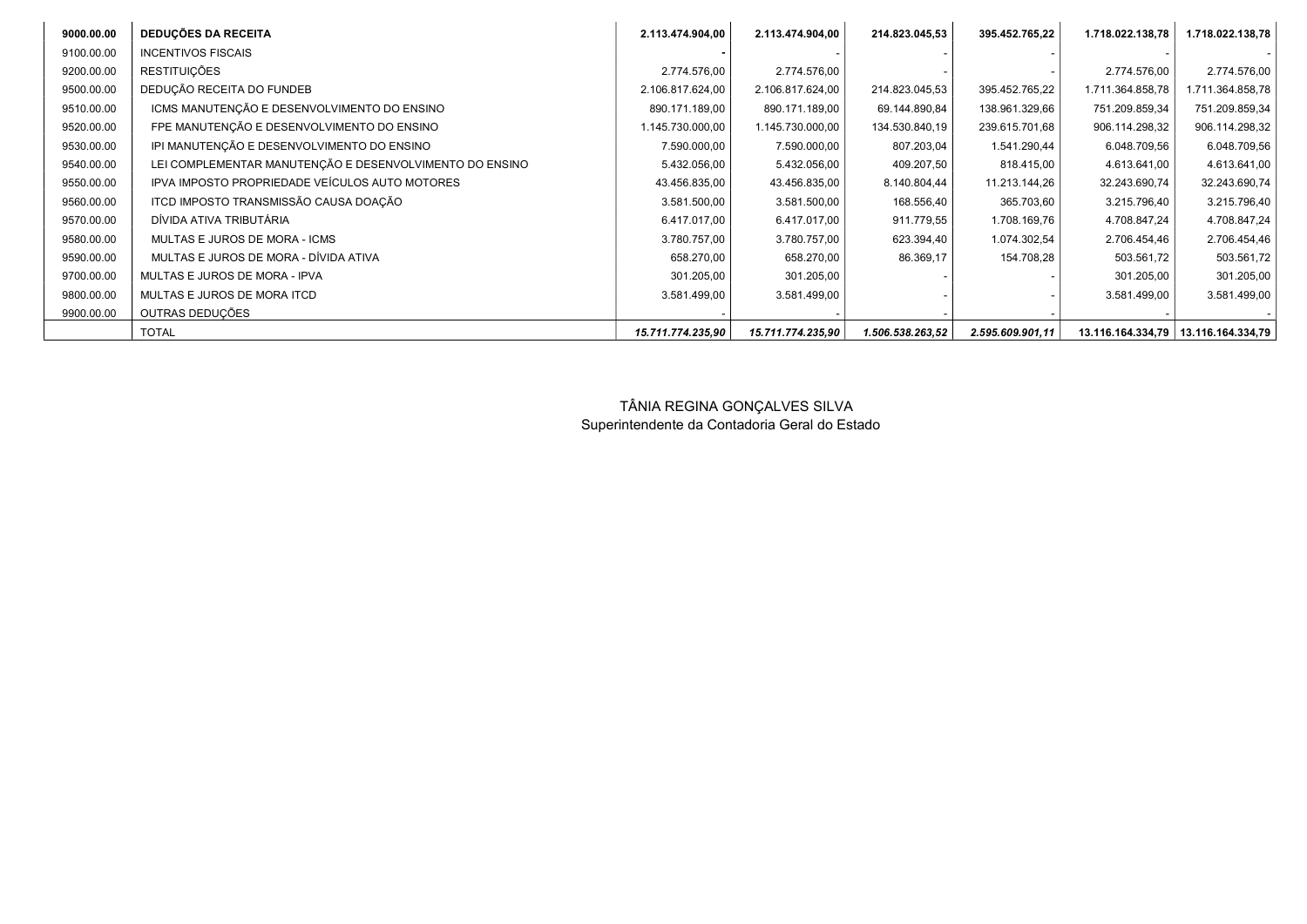| | | | | | | | |
|---|---|---|---|---|---|---|---|
| **9000.00.00** | **DEDUÇÕES DA RECEITA** | **2.113.474.904,00** | **2.113.474.904,00** | **214.823.045,53** | **395.452.765,22** | **1.718.022.138,78** | **1.718.022.138,78** |
| 9100.00.00 | INCENTIVOS FISCAIS | **-** | - | - | - | - | - |
| 9200.00.00 | RESTITUIÇÕES | 2.774.576,00 | 2.774.576,00 | - | - | 2.774.576,00 | 2.774.576,00 |
| 9500.00.00 | DEDUÇÃO RECEITA DO FUNDEB | 2.106.817.624,00 | 2.106.817.624,00 | 214.823.045,53 | 395.452.765,22 | 1.711.364.858,78 | 1.711.364.858,78 |
| 9510.00.00 | ICMS MANUTENÇÃO E DESENVOLVIMENTO DO ENSINO | 890.171.189,00 | 890.171.189,00 | 69.144.890,84 | 138.961.329,66 | 751.209.859,34 | 751.209.859,34 |
| 9520.00.00 | FPE MANUTENÇÃO E DESENVOLVIMENTO DO ENSINO | 1.145.730.000,00 | 1.145.730.000,00 | 134.530.840,19 | 239.615.701,68 | 906.114.298,32 | 906.114.298,32 |
| 9530.00.00 | IPI MANUTENÇÃO E DESENVOLVIMENTO DO ENSINO | 7.590.000,00 | 7.590.000,00 | 807.203,04 | 1.541.290,44 | 6.048.709,56 | 6.048.709,56 |
| 9540.00.00 | LEI COMPLEMENTAR MANUTENÇÃO E DESENVOLVIMENTO DO ENSINO | 5.432.056,00 | 5.432.056,00 | 409.207,50 | 818.415,00 | 4.613.641,00 | 4.613.641,00 |
| 9550.00.00 | IPVA IMPOSTO PROPRIEDADE VEÍCULOS AUTO MOTORES | 43.456.835,00 | 43.456.835,00 | 8.140.804,44 | 11.213.144,26 | 32.243.690,74 | 32.243.690,74 |
| 9560.00.00 | ITCD IMPOSTO TRANSMISSÃO CAUSA DOAÇÃO | 3.581.500,00 | 3.581.500,00 | 168.556,40 | 365.703,60 | 3.215.796,40 | 3.215.796,40 |
| 9570.00.00 | DÍVIDA ATIVA TRIBUTÁRIA | 6.417.017,00 | 6.417.017,00 | 911.779,55 | 1.708.169,76 | 4.708.847,24 | 4.708.847,24 |
| 9580.00.00 | MULTAS E JUROS DE MORA - ICMS | 3.780.757,00 | 3.780.757,00 | 623.394,40 | 1.074.302,54 | 2.706.454,46 | 2.706.454,46 |
| 9590.00.00 | MULTAS E JUROS DE MORA - DÍVIDA ATIVA | 658.270,00 | 658.270,00 | 86.369,17 | 154.708,28 | 503.561,72 | 503.561,72 |
| 9700.00.00 | MULTAS E JUROS DE MORA - IPVA | 301.205,00 | 301.205,00 | - | - | 301.205,00 | 301.205,00 |
| 9800.00.00 | MULTAS E JUROS DE MORA ITCD | 3.581.499,00 | 3.581.499,00 | - | - | 3.581.499,00 | 3.581.499,00 |
| 9900.00.00 | OUTRAS DEDUÇÕES | - | - | - | - | - | - |
| | TOTAL | ***15.711.774.235,90*** | ***15.711.774.235,90*** | ***1.506.538.263,52*** | ***2.595.609.901,11*** | **13.116.164.334,79** | **13.116.164.334,79** |

TÂNIA REGINA GONÇALVES SILVA
Superintendente da Contadoria Geral do Estado